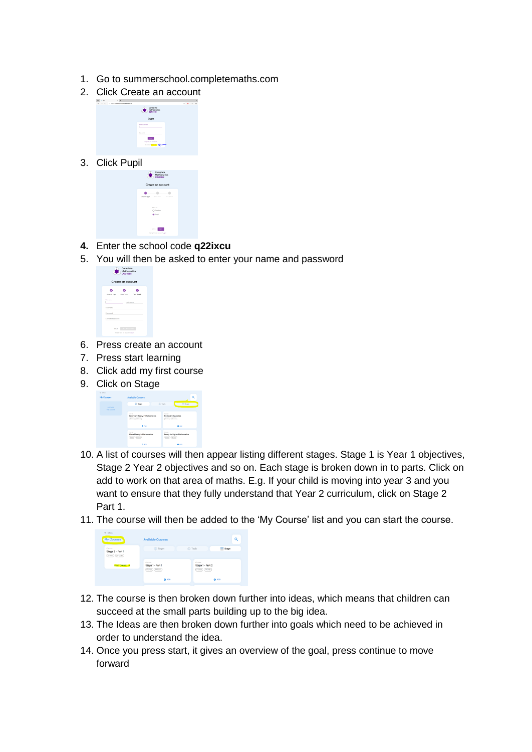1. Go to summerschool.completemaths.com
2. Click Create an account
3. Click Pupil
4. Enter the school code **q22ixcu**
5. You will then be asked to enter your name and password
6. Press create an account
7. Press start learning
8. Click add my first course
9. Click on Stage
10. A list of courses will then appear listing different stages. Stage 1 is Year 1 objectives, Stage 2 Year 2 objectives and so on. Each stage is broken down in to parts. Click on add to work on that area of maths. E.g. If your child is moving into year 3 and you want to ensure that they fully understand that Year 2 curriculum, click on Stage 2 Part 1.
11. The course will then be added to the 'My Course' list and you can start the course.
12. The course is then broken down further into ideas, which means that children can succeed at the small parts building up to the big idea.
13. The Ideas are then broken down further into goals which need to be achieved in order to understand the idea.
14. Once you press start, it gives an overview of the goal, press continue to move forward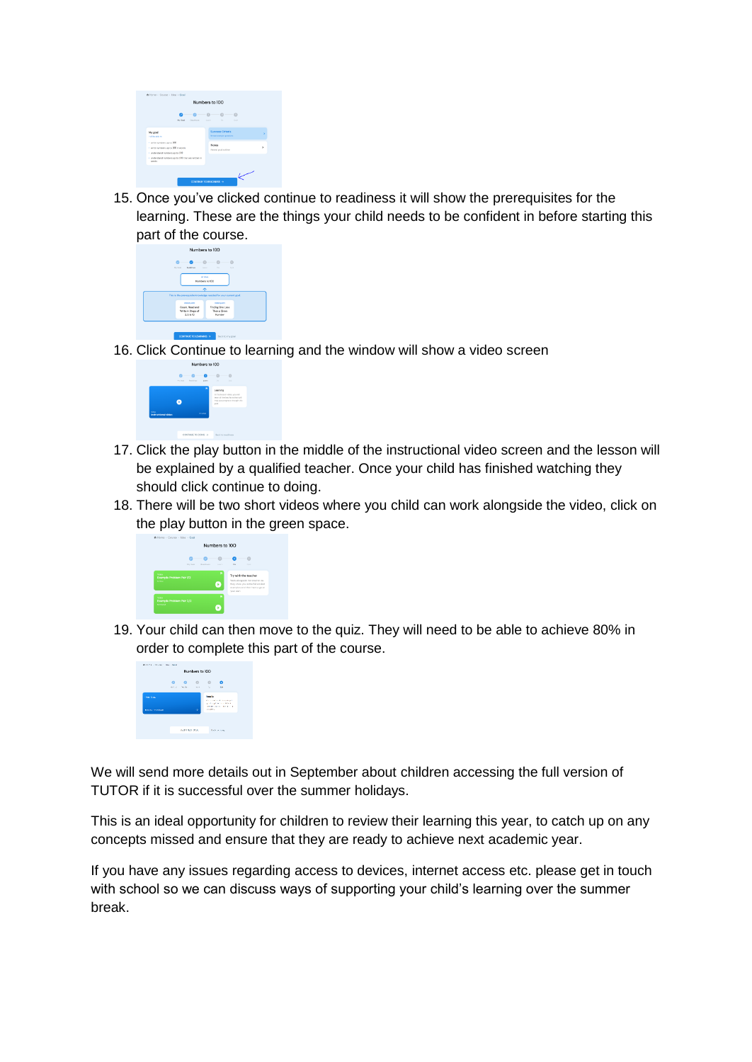15. Once you've clicked continue to readiness it will show the prerequisites for the learning. These are the things your child needs to be confident in before starting this part of the course.
16. Click Continue to learning and the window will show a video screen
17. Click the play button in the middle of the instructional video screen and the lesson will be explained by a qualified teacher. Once your child has finished watching they should click continue to doing.
18. There will be two short videos where you child can work alongside the video, click on the play button in the green space.
19. Your child can then move to the quiz. They will need to be able to achieve 80% in order to complete this part of the course.

We will send more details out in September about children accessing the full version of TUTOR if it is successful over the summer holidays.

This is an ideal opportunity for children to review their learning this year, to catch up on any concepts missed and ensure that they are ready to achieve next academic year.

If you have any issues regarding access to devices, internet access etc. please get in touch with school so we can discuss ways of supporting your child's learning over the summer break.